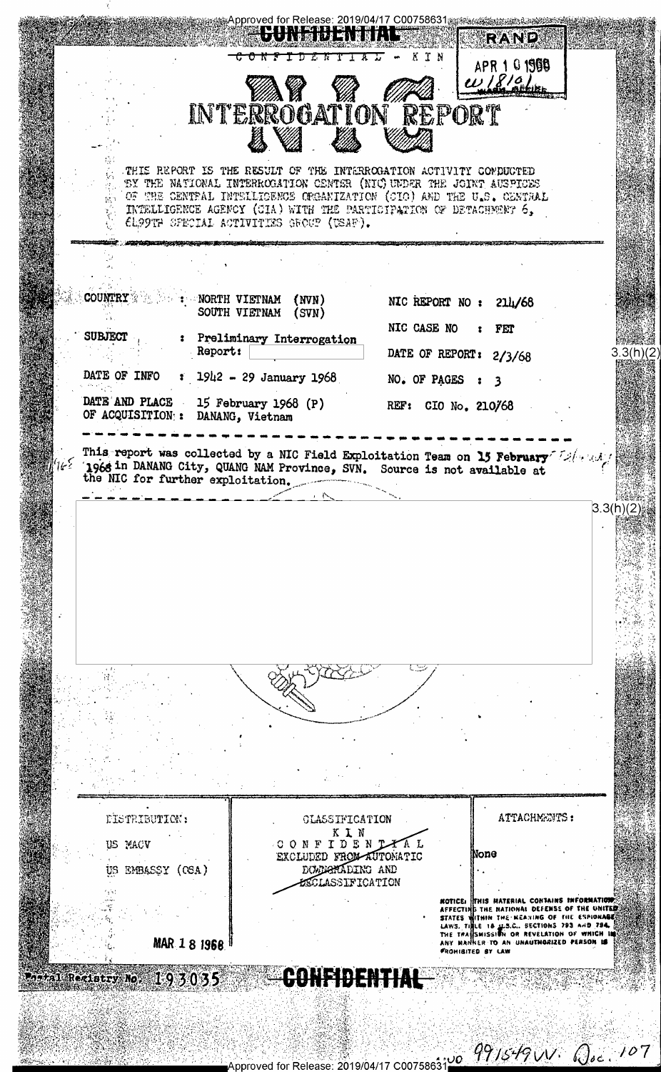Approved for Release: 2019/04/17 C00758631

CONFIDENTIAL

CONFIDENTIAL - KIN

RAND
APR 10 1968

# NIC INTERROGATION REPORT

THIS REPORT IS THE RESULT OF THE INTERROGATION ACTIVITY CONDUCTED BY THE NATIONAL INTERROGATION CENTER (NIC) UNDER THE JOINT AUSPICES OF THE CENTRAL INTELLIGENCE ORGANIZATION (CIO) AND THE U.S. CENTRAL INTELLIGENCE AGENCY (CIA) WITH THE PARTICIPATION OF DETACHMENT 6, 6499TH SPECIAL ACTIVITIES GROUP (USAF).

| | | | |
|---|---|---|---|
| COUNTRY | : NORTH VIETNAM (NVN) SOUTH VIETNAM (SVN) | NIC REPORT NO : | 214/68 |
| | | NIC CASE NO : | FET |
| SUBJECT | : Preliminary Interrogation Report: [redacted] | DATE OF REPORT: | 2/3/68 |
| DATE OF INFO | : 1942 - 29 January 1968 | NO. OF PAGES : | 3 |
| DATE AND PLACE OF ACQUISITION : | 15 February 1968 (P) DANANG, Vietnam | REF: CIO No. 210/68 | |

3.3(h)(2)

This report was collected by a NIC Field Exploitation Team on 15 February 1968 in DANANG City, QUANG NAM Province, SVN. Source is not available at the NIC for further exploitation.

[redacted] 3.3(h)(2)

| DISTRIBUTION: | CLASSIFICATION | ATTACHMENTS: |
|---|---|---|
| US MACV | KIN CONFIDENTIAL EXCLUDED FROM AUTOMATIC DOWNGRADING AND DECLASSIFICATION | None |
| US EMBASSY (OSA) | | |

MAR 18 1968

NOTICE: THIS MATERIAL CONTAINS INFORMATION AFFECTING THE NATIONAL DEFENSE OF THE UNITED STATES WITHIN THE MEANING OF THE ESPIONAGE LAWS, TITLE 18 U.S.C., SECTIONS 793 AND 794, THE TRANSMISSION OR REVELATION OF WHICH IN ANY MANNER TO AN UNAUTHORIZED PERSON IS PROHIBITED BY LAW

Postal Registry No. 193035

CONFIDENTIAL

00 991549VV. Doc. 107

Approved for Release: 2019/04/17 C00758631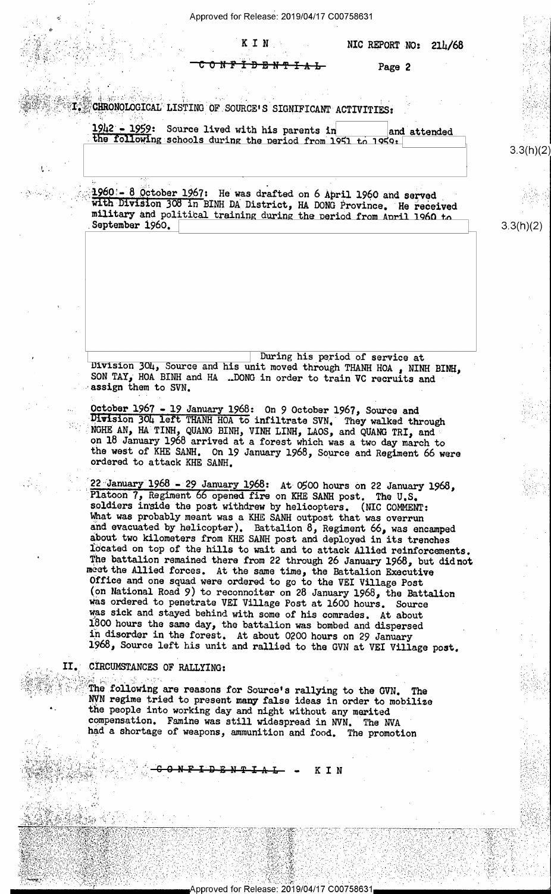I. CHRONOLOGICAL LISTING OF SOURCE'S SIGNIFICANT ACTIVITIES:

1942 - 1959: Source lived with his parents in [redacted] and attended the following schools during the period from 1951 to 1959: [redacted]

3.3(h)(2)

1960 - 8 October 1967: He was drafted on 6 April 1960 and served with Division 308 in BINH DA District, HA DONG Province. He received military and political training during the period from April 1960 to September 1960. [redacted]

3.3(h)(2)

During his period of service at Division 304, Source and his unit moved through THANH HOA, NINH BINH, SON TAY, HOA BINH and HA DONG in order to train VC recruits and assign them to SVN.

October 1967 - 19 January 1968: On 9 October 1967, Source and Division 304 left THANH HOA to infiltrate SVN. They walked through NGHE AN, HA TINH, QUANG BINH, VINH LINH, LAOS, and QUANG TRI, and on 18 January 1968 arrived at a forest which was a two day march to the west of KHE SANH. On 19 January 1968, Source and Regiment 66 were ordered to attack KHE SANH.

22 January 1968 - 29 January 1968: At 0500 hours on 22 January 1968, Platoon 7, Regiment 66 opened fire on KHE SANH post. The U.S. soldiers inside the post withdrew by helicopters. (NIC COMMENT: What was probably meant was a KHE SANH outpost that was overrun and evacuated by helicopter). Battalion 8, Regiment 66, was encamped about two kilometers from KHE SANH post and deployed in its trenches located on top of the hills to wait and to attack Allied reinforcements. The battalion remained there from 22 through 26 January 1968, but did not meet the Allied forces. At the same time, the Battalion Executive Office and one squad were ordered to go to the VEI Village Post (on National Road 9) to reconnoiter on 28 January 1968, the Battalion was ordered to penetrate VEI Village Post at 1600 hours. Source was sick and stayed behind with some of his comrades. At about 1800 hours the same day, the battalion was bombed and dispersed in disorder in the forest. At about 0200 hours on 29 January 1968, Source left his unit and rallied to the GVN at VEI Village post.

II. CIRCUMSTANCES OF RALLYING:

The following are reasons for Source's rallying to the GVN. The NVN regime tried to present many false ideas in order to mobilize the people into working day and night without any merited compensation. Famine was still widespread in NVN. The NVA had a shortage of weapons, ammunition and food. The promotion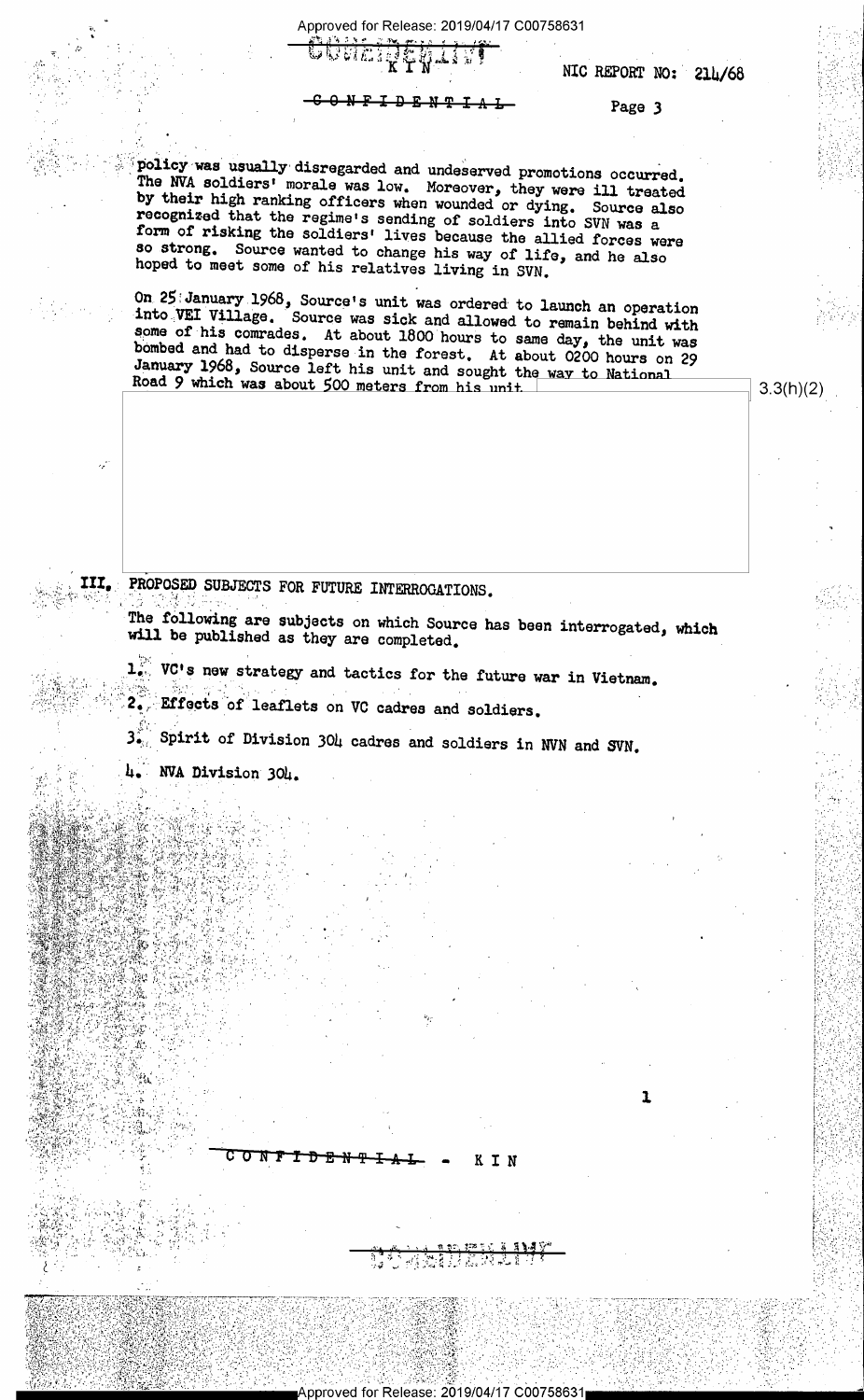policy was usually disregarded and undeserved promotions occurred. The NVA soldiers' morale was low. Moreover, they were ill treated by their high ranking officers when wounded or dying. Source also recognized that the regime's sending of soldiers into SVN was a form of risking the soldiers' lives because the allied forces were so strong. Source wanted to change his way of life, and he also hoped to meet some of his relatives living in SVN.

On 25 January 1968, Source's unit was ordered to launch an operation into VEI Village. Source was sick and allowed to remain behind with some of his comrades. At about 1800 hours to same day, the unit was bombed and had to disperse in the forest. At about 0200 hours on 29 January 1968, Source left his unit and sought the way to National Road 9 which was about 500 meters from his unit.

3.3(h)(2)

## III. PROPOSED SUBJECTS FOR FUTURE INTERROGATIONS.

The following are subjects on which Source has been interrogated, which will be published as they are completed.

1. VC's new strategy and tactics for the future war in Vietnam.
2. Effects of leaflets on VC cadres and soldiers.
3. Spirit of Division 304 cadres and soldiers in NVN and SVN.
4. NVA Division 304.

1